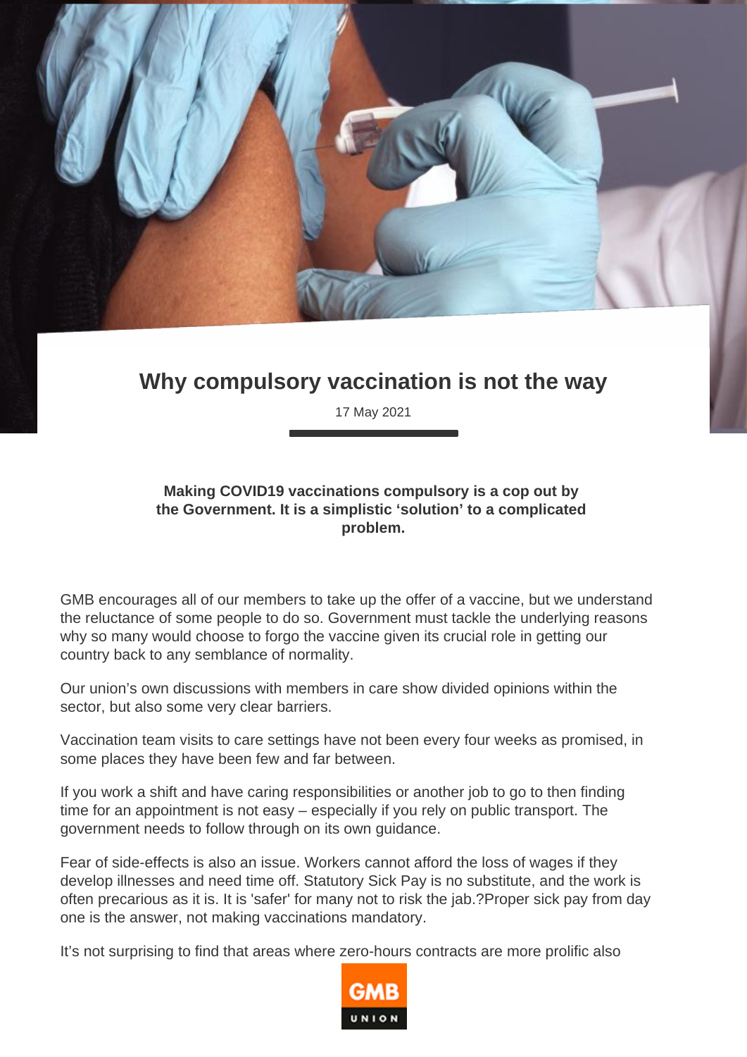# Why compulsory vaccination is not the way

17 May 2021

**Making COVID19 vaccinations compulsory is a cop out by the Government. It is a simplistic 'solution' to a complicated problem.**

GMB encourages all of our members to take up the offer of a vaccine, but we understand the reluctance of some people to do so. Government must tackle the underlying reasons why so many would choose to forgo the vaccine given its crucial role in getting our country back to any semblance of normality.

Our union's own discussions with members in care show divided opinions within the sector, but also some very clear barriers.

Vaccination team visits to care settings have not been every four weeks as promised, in some places they have been few and far between.

If you work a shift and have caring responsibilities or another job to go to then finding time for an appointment is not easy – especially if you rely on public transport. The government needs to follow through on its own guidance.

Fear of side-effects is also an issue. Workers cannot afford the loss of wages if they develop illnesses and need time off. Statutory Sick Pay is no substitute, and the work is often precarious as it is. It is 'safer' for many not to risk the jab.?Proper sick pay from day one is the answer, not making vaccinations mandatory.

It's not surprising to find that areas where zero-hours contracts are more prolific also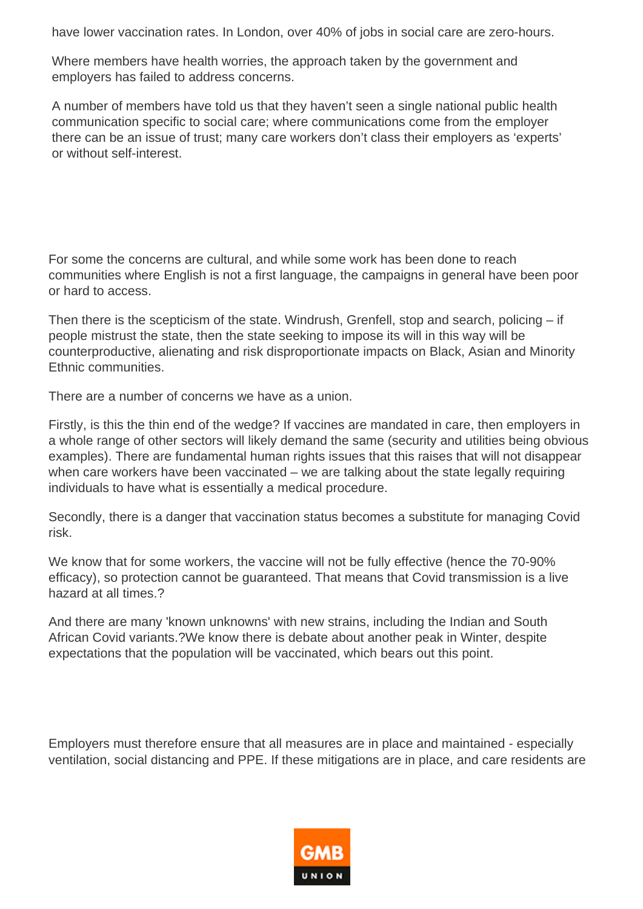have lower vaccination rates. In London, over 40% of jobs in social care are zero-hours.

Where members have health worries, the approach taken by the government and employers has failed to address concerns.

A number of members have told us that they haven't seen a single national public health communication specific to social care; where communications come from the employer there can be an issue of trust; many care workers don't class their employers as 'experts' or without self-interest.

For some the concerns are cultural, and while some work has been done to reach communities where English is not a first language, the campaigns in general have been poor or hard to access.

Then there is the scepticism of the state. Windrush, Grenfell, stop and search, policing – if people mistrust the state, then the state seeking to impose its will in this way will be counterproductive, alienating and risk disproportionate impacts on Black, Asian and Minority Ethnic communities.

There are a number of concerns we have as a union.

Firstly, is this the thin end of the wedge? If vaccines are mandated in care, then employers in a whole range of other sectors will likely demand the same (security and utilities being obvious examples). There are fundamental human rights issues that this raises that will not disappear when care workers have been vaccinated – we are talking about the state legally requiring individuals to have what is essentially a medical procedure.

Secondly, there is a danger that vaccination status becomes a substitute for managing Covid risk.

We know that for some workers, the vaccine will not be fully effective (hence the 70-90% efficacy), so protection cannot be guaranteed. That means that Covid transmission is a live hazard at all times.?

And there are many 'known unknowns' with new strains, including the Indian and South African Covid variants.?We know there is debate about another peak in Winter, despite expectations that the population will be vaccinated, which bears out this point.

Employers must therefore ensure that all measures are in place and maintained - especially ventilation, social distancing and PPE. If these mitigations are in place, and care residents are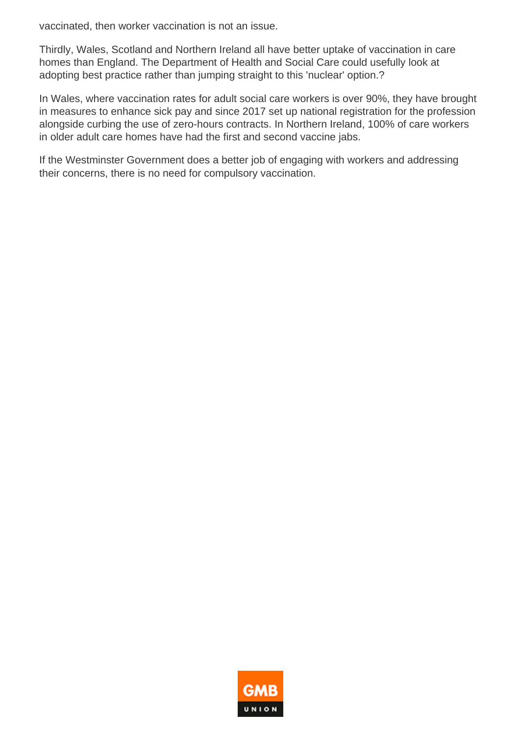vaccinated, then worker vaccination is not an issue.

Thirdly, Wales, Scotland and Northern Ireland all have better uptake of vaccination in care homes than England. The Department of Health and Social Care could usefully look at adopting best practice rather than jumping straight to this 'nuclear' option.?

In Wales, where vaccination rates for adult social care workers is over 90%, they have brought in measures to enhance sick pay and since 2017 set up national registration for the profession alongside curbing the use of zero-hours contracts. In Northern Ireland, 100% of care workers in older adult care homes have had the first and second vaccine jabs.

If the Westminster Government does a better job of engaging with workers and addressing their concerns, there is no need for compulsory vaccination.